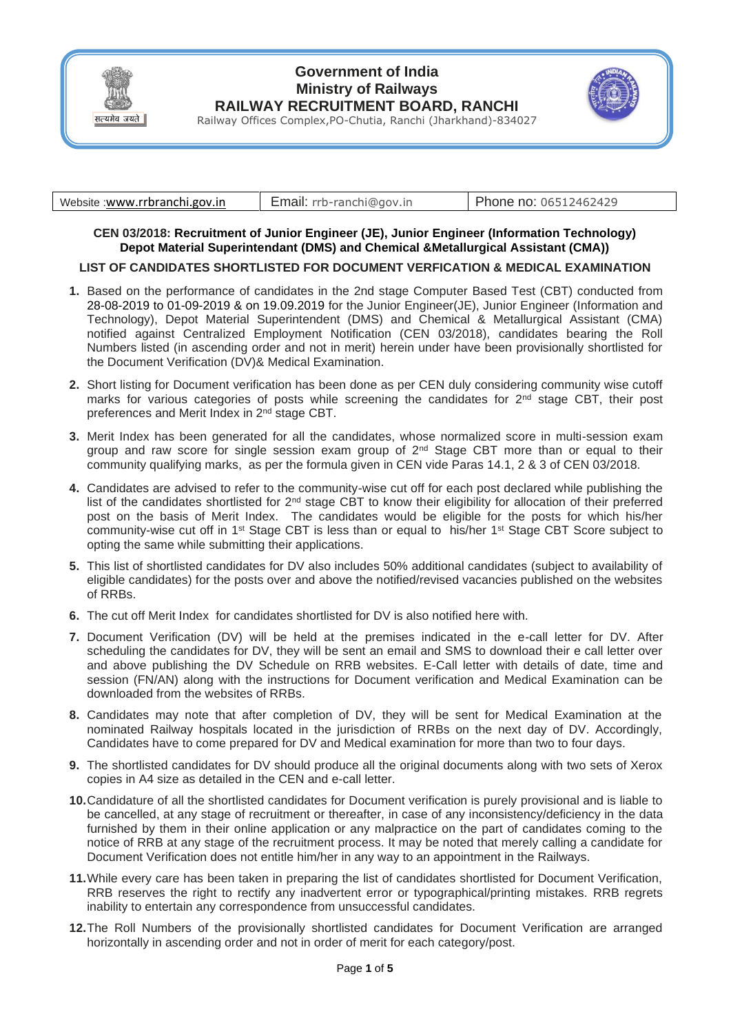# Government of India
# Ministry of Railways
# RAILWAY RECRUITMENT BOARD, RANCHI

Railway Offices Complex,PO-Chutia, Ranchi (Jharkhand)-834027

| Website :www.rrbranchi.gov.in | Email: rrb-ranchi@gov.in | Phone no: 06512462429 |
|---|---|---|

**CEN 03/2018: Recruitment of Junior Engineer (JE), Junior Engineer (Information Technology) Depot Material Superintendant (DMS) and Chemical &Metallurgical Assistant (CMA))**

**LIST OF CANDIDATES SHORTLISTED FOR DOCUMENT VERFICATION & MEDICAL EXAMINATION**

1. Based on the performance of candidates in the 2nd stage Computer Based Test (CBT) conducted from 28-08-2019 to 01-09-2019 & on 19.09.2019 for the Junior Engineer(JE), Junior Engineer (Information and Technology), Depot Material Superintendent (DMS) and Chemical & Metallurgical Assistant (CMA) notified against Centralized Employment Notification (CEN 03/2018), candidates bearing the Roll Numbers listed (in ascending order and not in merit) herein under have been provisionally shortlisted for the Document Verification (DV)& Medical Examination.

2. Short listing for Document verification has been done as per CEN duly considering community wise cutoff marks for various categories of posts while screening the candidates for 2nd stage CBT, their post preferences and Merit Index in 2nd stage CBT.

3. Merit Index has been generated for all the candidates, whose normalized score in multi-session exam group and raw score for single session exam group of 2nd Stage CBT more than or equal to their community qualifying marks, as per the formula given in CEN vide Paras 14.1, 2 & 3 of CEN 03/2018.

4. Candidates are advised to refer to the community-wise cut off for each post declared while publishing the list of the candidates shortlisted for 2nd stage CBT to know their eligibility for allocation of their preferred post on the basis of Merit Index. The candidates would be eligible for the posts for which his/her community-wise cut off in 1st Stage CBT is less than or equal to his/her 1st Stage CBT Score subject to opting the same while submitting their applications.

5. This list of shortlisted candidates for DV also includes 50% additional candidates (subject to availability of eligible candidates) for the posts over and above the notified/revised vacancies published on the websites of RRBs.

6. The cut off Merit Index for candidates shortlisted for DV is also notified here with.

7. Document Verification (DV) will be held at the premises indicated in the e-call letter for DV. After scheduling the candidates for DV, they will be sent an email and SMS to download their e call letter over and above publishing the DV Schedule on RRB websites. E-Call letter with details of date, time and session (FN/AN) along with the instructions for Document verification and Medical Examination can be downloaded from the websites of RRBs.

8. Candidates may note that after completion of DV, they will be sent for Medical Examination at the nominated Railway hospitals located in the jurisdiction of RRBs on the next day of DV. Accordingly, Candidates have to come prepared for DV and Medical examination for more than two to four days.

9. The shortlisted candidates for DV should produce all the original documents along with two sets of Xerox copies in A4 size as detailed in the CEN and e-call letter.

10. Candidature of all the shortlisted candidates for Document verification is purely provisional and is liable to be cancelled, at any stage of recruitment or thereafter, in case of any inconsistency/deficiency in the data furnished by them in their online application or any malpractice on the part of candidates coming to the notice of RRB at any stage of the recruitment process. It may be noted that merely calling a candidate for Document Verification does not entitle him/her in any way to an appointment in the Railways.

11. While every care has been taken in preparing the list of candidates shortlisted for Document Verification, RRB reserves the right to rectify any inadvertent error or typographical/printing mistakes. RRB regrets inability to entertain any correspondence from unsuccessful candidates.

12. The Roll Numbers of the provisionally shortlisted candidates for Document Verification are arranged horizontally in ascending order and not in order of merit for each category/post.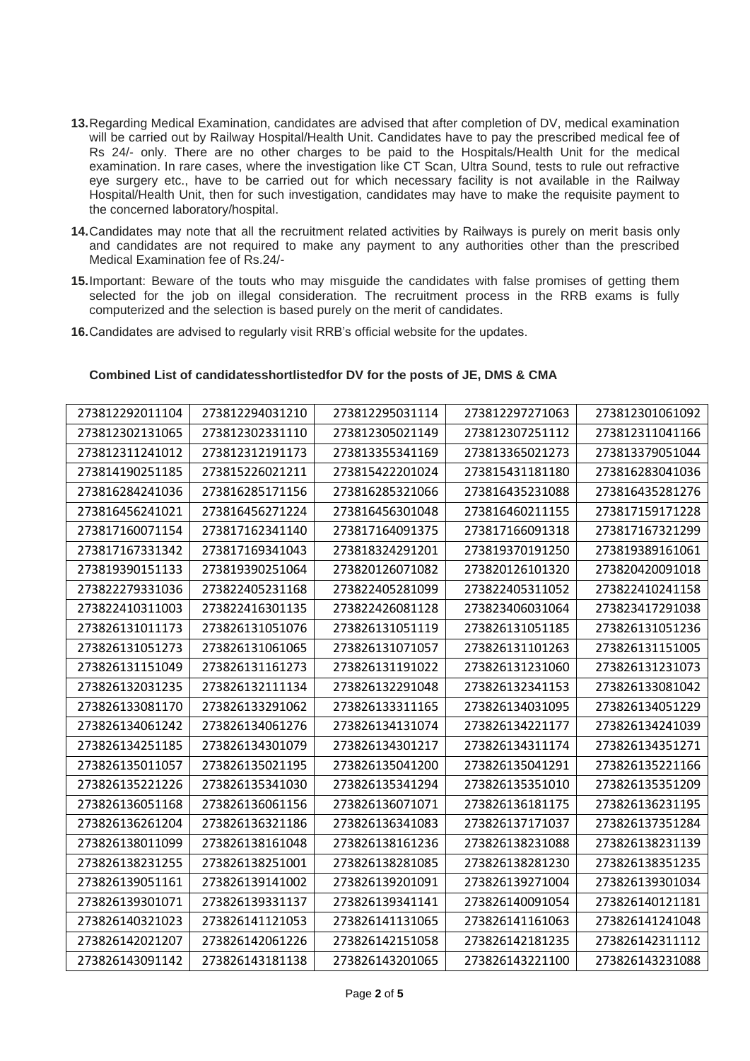13. Regarding Medical Examination, candidates are advised that after completion of DV, medical examination will be carried out by Railway Hospital/Health Unit. Candidates have to pay the prescribed medical fee of Rs 24/- only. There are no other charges to be paid to the Hospitals/Health Unit for the medical examination. In rare cases, where the investigation like CT Scan, Ultra Sound, tests to rule out refractive eye surgery etc., have to be carried out for which necessary facility is not available in the Railway Hospital/Health Unit, then for such investigation, candidates may have to make the requisite payment to the concerned laboratory/hospital.

14. Candidates may note that all the recruitment related activities by Railways is purely on merit basis only and candidates are not required to make any payment to any authorities other than the prescribed Medical Examination fee of Rs.24/-

15. Important: Beware of the touts who may misguide the candidates with false promises of getting them selected for the job on illegal consideration. The recruitment process in the RRB exams is fully computerized and the selection is based purely on the merit of candidates.

16. Candidates are advised to regularly visit RRB's official website for the updates.

**Combined List of candidatesshortlistedfor DV for the posts of JE, DMS & CMA**

| | | | | |
|---|---|---|---|---|
| 273812292011104 | 273812294031210 | 273812295031114 | 273812297271063 | 273812301061092 |
| 273812302131065 | 273812302331110 | 273812305021149 | 273812307251112 | 273812311041166 |
| 273812311241012 | 273812312191173 | 273813355341169 | 273813365021273 | 273813379051044 |
| 273814190251185 | 273815226021211 | 273815422201024 | 273815431181180 | 273816283041036 |
| 273816284241036 | 273816285171156 | 273816285321066 | 273816435231088 | 273816435281276 |
| 273816456241021 | 273816456271224 | 273816456301048 | 273816460211155 | 273817159171228 |
| 273817160071154 | 273817162341140 | 273817164091375 | 273817166091318 | 273817167321299 |
| 273817167331342 | 273817169341043 | 273818324291201 | 273819370191250 | 273819389161061 |
| 273819390151133 | 273819390251064 | 273820126071082 | 273820126101320 | 273820420091018 |
| 273822279331036 | 273822405231168 | 273822405281099 | 273822405311052 | 273822410241158 |
| 273822410311003 | 273822416301135 | 273822426081128 | 273823406031064 | 273823417291038 |
| 273826131011173 | 273826131051076 | 273826131051119 | 273826131051185 | 273826131051236 |
| 273826131051273 | 273826131061065 | 273826131071057 | 273826131101263 | 273826131151005 |
| 273826131151049 | 273826131161273 | 273826131191022 | 273826131231060 | 273826131231073 |
| 273826132031235 | 273826132111134 | 273826132291048 | 273826132341153 | 273826133081042 |
| 273826133081170 | 273826133291062 | 273826133311165 | 273826134031095 | 273826134051229 |
| 273826134061242 | 273826134061276 | 273826134131074 | 273826134221177 | 273826134241039 |
| 273826134251185 | 273826134301079 | 273826134301217 | 273826134311174 | 273826134351271 |
| 273826135011057 | 273826135021195 | 273826135041200 | 273826135041291 | 273826135221166 |
| 273826135221226 | 273826135341030 | 273826135341294 | 273826135351010 | 273826135351209 |
| 273826136051168 | 273826136061156 | 273826136071071 | 273826136181175 | 273826136231195 |
| 273826136261204 | 273826136321186 | 273826136341083 | 273826137171037 | 273826137351284 |
| 273826138011099 | 273826138161048 | 273826138161236 | 273826138231088 | 273826138231139 |
| 273826138231255 | 273826138251001 | 273826138281085 | 273826138281230 | 273826138351235 |
| 273826139051161 | 273826139141002 | 273826139201091 | 273826139271004 | 273826139301034 |
| 273826139301071 | 273826139331137 | 273826139341141 | 273826140091054 | 273826140121181 |
| 273826140321023 | 273826141121053 | 273826141131065 | 273826141161063 | 273826141241048 |
| 273826142021207 | 273826142061226 | 273826142151058 | 273826142181235 | 273826142311112 |
| 273826143091142 | 273826143181138 | 273826143201065 | 273826143221100 | 273826143231088 |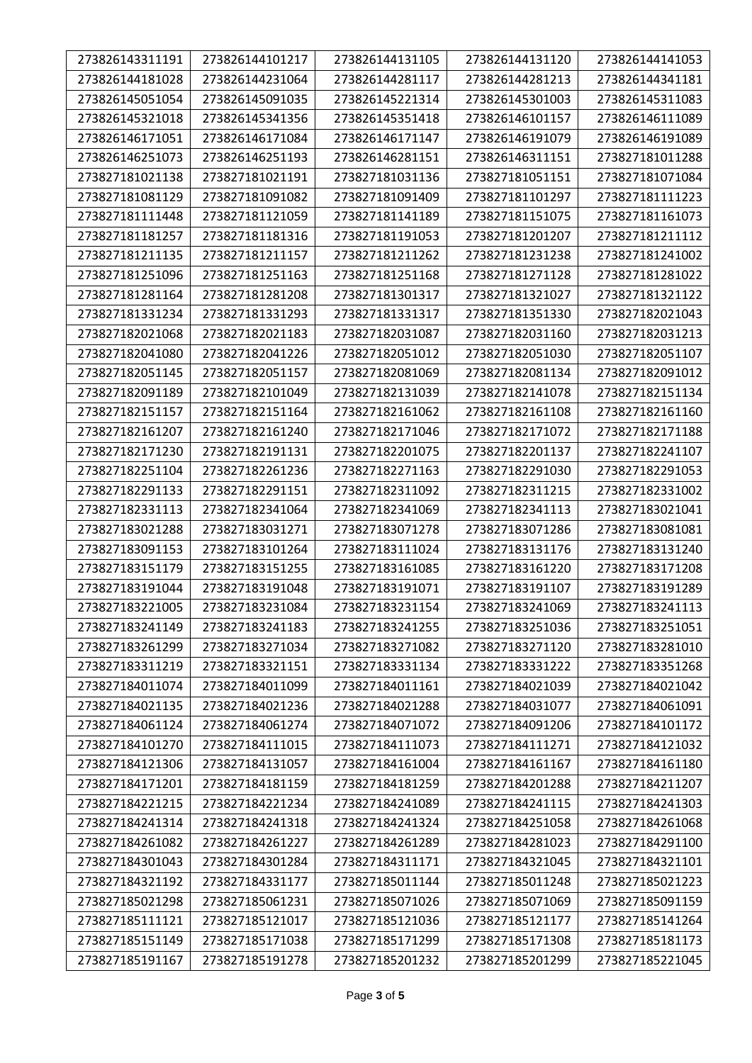| 273826143311191 | 273826144101217 | 273826144131105 | 273826144131120 | 273826144141053 |
|---|---|---|---|---|
| 273826144181028 | 273826144231064 | 273826144281117 | 273826144281213 | 273826144341181 |
| 273826145051054 | 273826145091035 | 273826145221314 | 273826145301003 | 273826145311083 |
| 273826145321018 | 273826145341356 | 273826145351418 | 273826146101157 | 273826146111089 |
| 273826146171051 | 273826146171084 | 273826146171147 | 273826146191079 | 273826146191089 |
| 273826146251073 | 273826146251193 | 273826146281151 | 273826146311151 | 273827181011288 |
| 273827181021138 | 273827181021191 | 273827181031136 | 273827181051151 | 273827181071084 |
| 273827181081129 | 273827181091082 | 273827181091409 | 273827181101297 | 273827181111223 |
| 273827181111448 | 273827181121059 | 273827181141189 | 273827181151075 | 273827181161073 |
| 273827181181257 | 273827181181316 | 273827181191053 | 273827181201207 | 273827181211112 |
| 273827181211135 | 273827181211157 | 273827181211262 | 273827181231238 | 273827181241002 |
| 273827181251096 | 273827181251163 | 273827181251168 | 273827181271128 | 273827181281022 |
| 273827181281164 | 273827181281208 | 273827181301317 | 273827181321027 | 273827181321122 |
| 273827181331234 | 273827181331293 | 273827181331317 | 273827181351330 | 273827182021043 |
| 273827182021068 | 273827182021183 | 273827182031087 | 273827182031160 | 273827182031213 |
| 273827182041080 | 273827182041226 | 273827182051012 | 273827182051030 | 273827182051107 |
| 273827182051145 | 273827182051157 | 273827182081069 | 273827182081134 | 273827182091012 |
| 273827182091189 | 273827182101049 | 273827182131039 | 273827182141078 | 273827182151134 |
| 273827182151157 | 273827182151164 | 273827182161062 | 273827182161108 | 273827182161160 |
| 273827182161207 | 273827182161240 | 273827182171046 | 273827182171072 | 273827182171188 |
| 273827182171230 | 273827182191131 | 273827182201075 | 273827182201137 | 273827182241107 |
| 273827182251104 | 273827182261236 | 273827182271163 | 273827182291030 | 273827182291053 |
| 273827182291133 | 273827182291151 | 273827182311092 | 273827182311215 | 273827182331002 |
| 273827182331113 | 273827182341064 | 273827182341069 | 273827182341113 | 273827183021041 |
| 273827183021288 | 273827183031271 | 273827183071278 | 273827183071286 | 273827183081081 |
| 273827183091153 | 273827183101264 | 273827183111024 | 273827183131176 | 273827183131240 |
| 273827183151179 | 273827183151255 | 273827183161085 | 273827183161220 | 273827183171208 |
| 273827183191044 | 273827183191048 | 273827183191071 | 273827183191107 | 273827183191289 |
| 273827183221005 | 273827183231084 | 273827183231154 | 273827183241069 | 273827183241113 |
| 273827183241149 | 273827183241183 | 273827183241255 | 273827183251036 | 273827183251051 |
| 273827183261299 | 273827183271034 | 273827183271082 | 273827183271120 | 273827183281010 |
| 273827183311219 | 273827183321151 | 273827183331134 | 273827183331222 | 273827183351268 |
| 273827184011074 | 273827184011099 | 273827184011161 | 273827184021039 | 273827184021042 |
| 273827184021135 | 273827184021236 | 273827184021288 | 273827184031077 | 273827184061091 |
| 273827184061124 | 273827184061274 | 273827184071072 | 273827184091206 | 273827184101172 |
| 273827184101270 | 273827184111015 | 273827184111073 | 273827184111271 | 273827184121032 |
| 273827184121306 | 273827184131057 | 273827184161004 | 273827184161167 | 273827184161180 |
| 273827184171201 | 273827184181159 | 273827184181259 | 273827184201288 | 273827184211207 |
| 273827184221215 | 273827184221234 | 273827184241089 | 273827184241115 | 273827184241303 |
| 273827184241314 | 273827184241318 | 273827184241324 | 273827184251058 | 273827184261068 |
| 273827184261082 | 273827184261227 | 273827184261289 | 273827184281023 | 273827184291100 |
| 273827184301043 | 273827184301284 | 273827184311171 | 273827184321045 | 273827184321101 |
| 273827184321192 | 273827184331177 | 273827185011144 | 273827185011248 | 273827185021223 |
| 273827185021298 | 273827185061231 | 273827185071026 | 273827185071069 | 273827185091159 |
| 273827185111121 | 273827185121017 | 273827185121036 | 273827185121177 | 273827185141264 |
| 273827185151149 | 273827185171038 | 273827185171299 | 273827185171308 | 273827185181173 |
| 273827185191167 | 273827185191278 | 273827185201232 | 273827185201299 | 273827185221045 |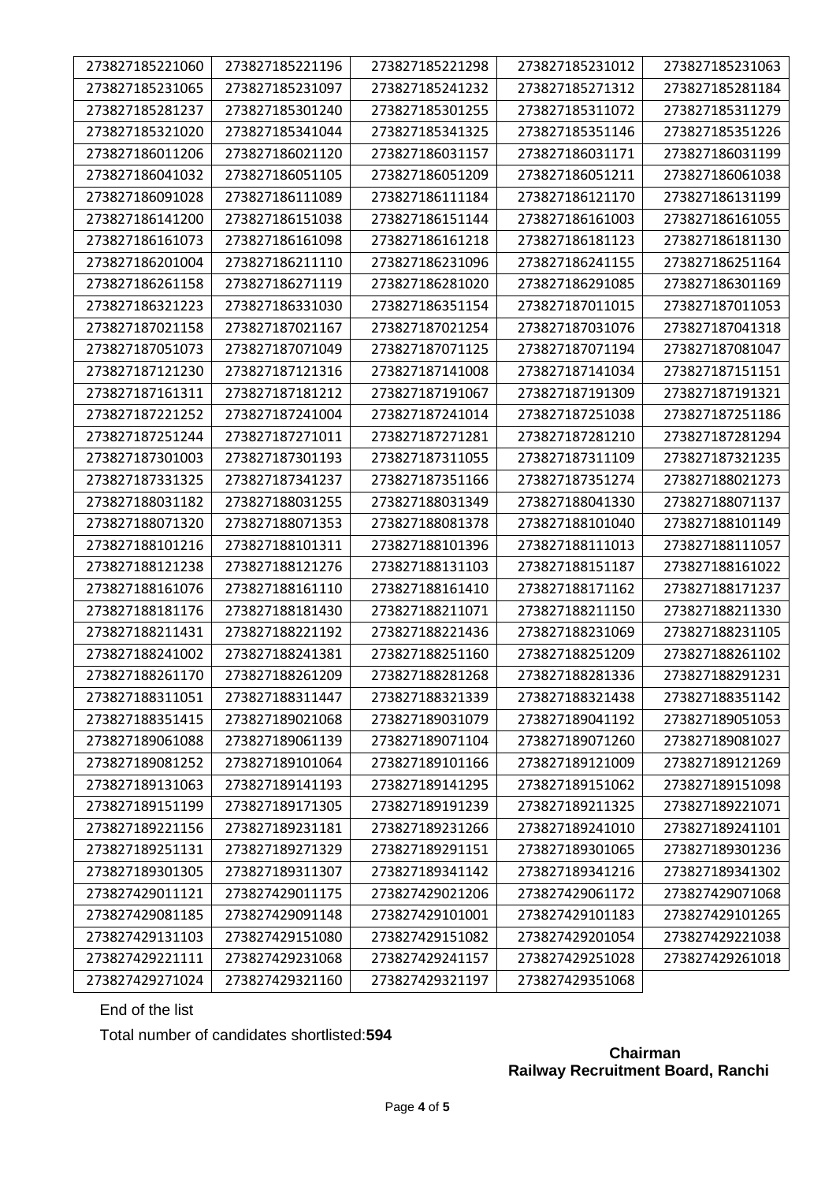| 273827185221060 | 273827185221196 | 273827185221298 | 273827185231012 | 273827185231063 |
|---|---|---|---|---|
| 273827185231065 | 273827185231097 | 273827185241232 | 273827185271312 | 273827185281184 |
| 273827185281237 | 273827185301240 | 273827185301255 | 273827185311072 | 273827185311279 |
| 273827185321020 | 273827185341044 | 273827185341325 | 273827185351146 | 273827185351226 |
| 273827186011206 | 273827186021120 | 273827186031157 | 273827186031171 | 273827186031199 |
| 273827186041032 | 273827186051105 | 273827186051209 | 273827186051211 | 273827186061038 |
| 273827186091028 | 273827186111089 | 273827186111184 | 273827186121170 | 273827186131199 |
| 273827186141200 | 273827186151038 | 273827186151144 | 273827186161003 | 273827186161055 |
| 273827186161073 | 273827186161098 | 273827186161218 | 273827186181123 | 273827186181130 |
| 273827186201004 | 273827186211110 | 273827186231096 | 273827186241155 | 273827186251164 |
| 273827186261158 | 273827186271119 | 273827186281020 | 273827186291085 | 273827186301169 |
| 273827186321223 | 273827186331030 | 273827186351154 | 273827187011015 | 273827187011053 |
| 273827187021158 | 273827187021167 | 273827187021254 | 273827187031076 | 273827187041318 |
| 273827187051073 | 273827187071049 | 273827187071125 | 273827187071194 | 273827187081047 |
| 273827187121230 | 273827187121316 | 273827187141008 | 273827187141034 | 273827187151151 |
| 273827187161311 | 273827187181212 | 273827187191067 | 273827187191309 | 273827187191321 |
| 273827187221252 | 273827187241004 | 273827187241014 | 273827187251038 | 273827187251186 |
| 273827187251244 | 273827187271011 | 273827187271281 | 273827187281210 | 273827187281294 |
| 273827187301003 | 273827187301193 | 273827187311055 | 273827187311109 | 273827187321235 |
| 273827187331325 | 273827187341237 | 273827187351166 | 273827187351274 | 273827188021273 |
| 273827188031182 | 273827188031255 | 273827188031349 | 273827188041330 | 273827188071137 |
| 273827188071320 | 273827188071353 | 273827188081378 | 273827188101040 | 273827188101149 |
| 273827188101216 | 273827188101311 | 273827188101396 | 273827188111013 | 273827188111057 |
| 273827188121238 | 273827188121276 | 273827188131103 | 273827188151187 | 273827188161022 |
| 273827188161076 | 273827188161110 | 273827188161410 | 273827188171162 | 273827188171237 |
| 273827188181176 | 273827188181430 | 273827188211071 | 273827188211150 | 273827188211330 |
| 273827188211431 | 273827188221192 | 273827188221436 | 273827188231069 | 273827188231105 |
| 273827188241002 | 273827188241381 | 273827188251160 | 273827188251209 | 273827188261102 |
| 273827188261170 | 273827188261209 | 273827188281268 | 273827188281336 | 273827188291231 |
| 273827188311051 | 273827188311447 | 273827188321339 | 273827188321438 | 273827188351142 |
| 273827188351415 | 273827189021068 | 273827189031079 | 273827189041192 | 273827189051053 |
| 273827189061088 | 273827189061139 | 273827189071104 | 273827189071260 | 273827189081027 |
| 273827189081252 | 273827189101064 | 273827189101166 | 273827189121009 | 273827189121269 |
| 273827189131063 | 273827189141193 | 273827189141295 | 273827189151062 | 273827189151098 |
| 273827189151199 | 273827189171305 | 273827189191239 | 273827189211325 | 273827189221071 |
| 273827189221156 | 273827189231181 | 273827189231266 | 273827189241010 | 273827189241101 |
| 273827189251131 | 273827189271329 | 273827189291151 | 273827189301065 | 273827189301236 |
| 273827189301305 | 273827189311307 | 273827189341142 | 273827189341216 | 273827189341302 |
| 273827429011121 | 273827429011175 | 273827429021206 | 273827429061172 | 273827429071068 |
| 273827429081185 | 273827429091148 | 273827429101001 | 273827429101183 | 273827429101265 |
| 273827429131103 | 273827429151080 | 273827429151082 | 273827429201054 | 273827429221038 |
| 273827429221111 | 273827429231068 | 273827429241157 | 273827429251028 | 273827429261018 |
| 273827429271024 | 273827429321160 | 273827429321197 | 273827429351068 | |

End of the list

Total number of candidates shortlisted:**594**

**Chairman**
**Railway Recruitment Board, Ranchi**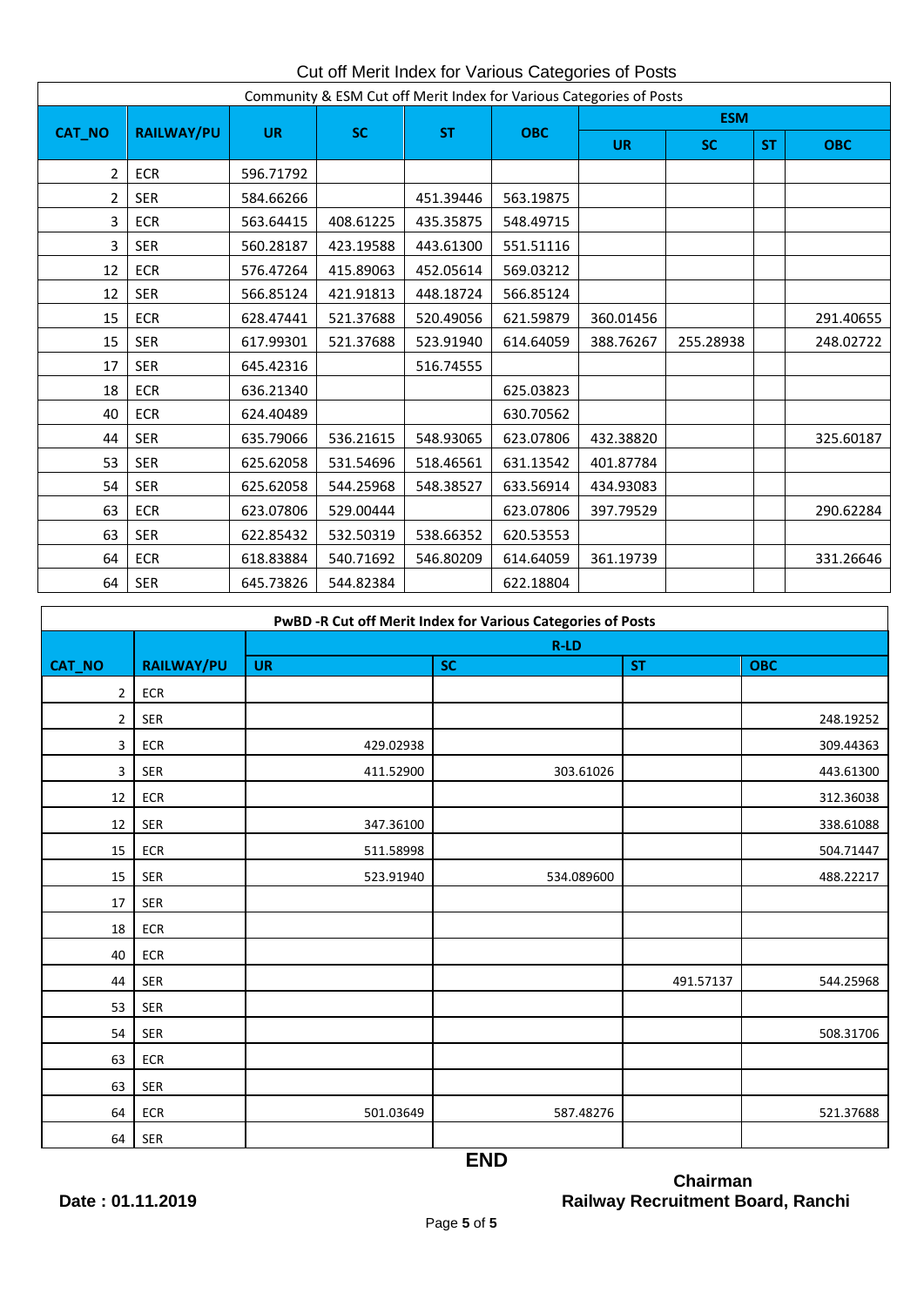# Cut off Merit Index for Various Categories of Posts

| Community & ESM Cut off Merit Index for Various Categories of Posts | | | | | | | | | |
|---|---|---|---|---|---|---|---|---|---|
| CAT_NO | RAILWAY/PU | UR | SC | ST | OBC | ESM | | | |
| | | | | | | UR | SC | ST | OBC |
| 2 | ECR | 596.71792 | | | | | | | |
| 2 | SER | 584.66266 | | 451.39446 | 563.19875 | | | | |
| 3 | ECR | 563.64415 | 408.61225 | 435.35875 | 548.49715 | | | | |
| 3 | SER | 560.28187 | 423.19588 | 443.61300 | 551.51116 | | | | |
| 12 | ECR | 576.47264 | 415.89063 | 452.05614 | 569.03212 | | | | |
| 12 | SER | 566.85124 | 421.91813 | 448.18724 | 566.85124 | | | | |
| 15 | ECR | 628.47441 | 521.37688 | 520.49056 | 621.59879 | 360.01456 | | | 291.40655 |
| 15 | SER | 617.99301 | 521.37688 | 523.91940 | 614.64059 | 388.76267 | 255.28938 | | 248.02722 |
| 17 | SER | 645.42316 | | 516.74555 | | | | | |
| 18 | ECR | 636.21340 | | | 625.03823 | | | | |
| 40 | ECR | 624.40489 | | | 630.70562 | | | | |
| 44 | SER | 635.79066 | 536.21615 | 548.93065 | 623.07806 | 432.38820 | | | 325.60187 |
| 53 | SER | 625.62058 | 531.54696 | 518.46561 | 631.13542 | 401.87784 | | | |
| 54 | SER | 625.62058 | 544.25968 | 548.38527 | 633.56914 | 434.93083 | | | |
| 63 | ECR | 623.07806 | 529.00444 | | 623.07806 | 397.79529 | | | 290.62284 |
| 63 | SER | 622.85432 | 532.50319 | 538.66352 | 620.53553 | | | | |
| 64 | ECR | 618.83884 | 540.71692 | 546.80209 | 614.64059 | 361.19739 | | | 331.26646 |
| 64 | SER | 645.73826 | 544.82384 | | 622.18804 | | | | |

| PwBD -R Cut off Merit Index for Various Categories of Posts | | | | | |
|---|---|---|---|---|---|
| | | R-LD | | | |
| CAT_NO | RAILWAY/PU | UR | SC | ST | OBC |
| 2 | ECR | | | | |
| 2 | SER | | | | 248.19252 |
| 3 | ECR | 429.02938 | | | 309.44363 |
| 3 | SER | 411.52900 | 303.61026 | | 443.61300 |
| 12 | ECR | | | | 312.36038 |
| 12 | SER | 347.36100 | | | 338.61088 |
| 15 | ECR | 511.58998 | | | 504.71447 |
| 15 | SER | 523.91940 | 534.089600 | | 488.22217 |
| 17 | SER | | | | |
| 18 | ECR | | | | |
| 40 | ECR | | | | |
| 44 | SER | | | 491.57137 | 544.25968 |
| 53 | SER | | | | |
| 54 | SER | | | | 508.31706 |
| 63 | ECR | | | | |
| 63 | SER | | | | |
| 64 | ECR | 501.03649 | 587.48276 | | 521.37688 |
| 64 | SER | | | | |

**END**

**Date : 01.11.2019**

**Chairman**
**Railway Recruitment Board, Ranchi**